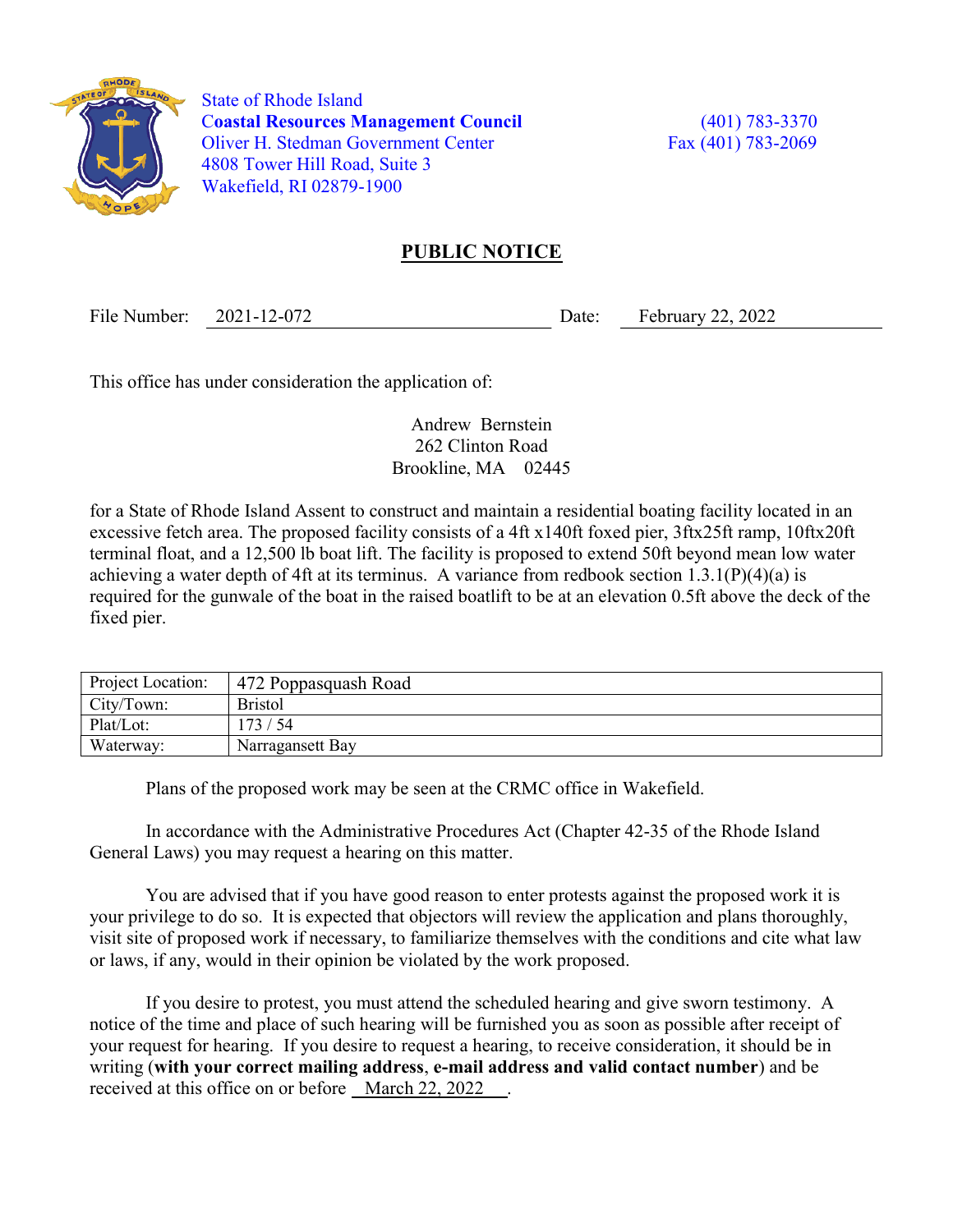State of Rhode Island
**Coastal Resources Management Council**
Oliver H. Stedman Government Center
4808 Tower Hill Road, Suite 3
Wakefield, RI 02879-1900

(401) 783-3370
Fax (401) 783-2069

## PUBLIC NOTICE

File Number: 2021-12-072 Date: February 22, 2022

This office has under consideration the application of:

Andrew Bernstein
262 Clinton Road
Brookline, MA 02445

for a State of Rhode Island Assent to construct and maintain a residential boating facility located in an excessive fetch area. The proposed facility consists of a 4ft x140ft foxed pier, 3ftx25ft ramp, 10ftx20ft terminal float, and a 12,500 lb boat lift. The facility is proposed to extend 50ft beyond mean low water achieving a water depth of 4ft at its terminus. A variance from redbook section 1.3.1(P)(4)(a) is required for the gunwale of the boat in the raised boatlift to be at an elevation 0.5ft above the deck of the fixed pier.

| Project Location: | 472 Poppasquash Road |
|---|---|
| City/Town: | Bristol |
| Plat/Lot: | 173 / 54 |
| Waterway: | Narragansett Bay |

Plans of the proposed work may be seen at the CRMC office in Wakefield.

In accordance with the Administrative Procedures Act (Chapter 42-35 of the Rhode Island General Laws) you may request a hearing on this matter.

You are advised that if you have good reason to enter protests against the proposed work it is your privilege to do so. It is expected that objectors will review the application and plans thoroughly, visit site of proposed work if necessary, to familiarize themselves with the conditions and cite what law or laws, if any, would in their opinion be violated by the work proposed.

If you desire to protest, you must attend the scheduled hearing and give sworn testimony. A notice of the time and place of such hearing will be furnished you as soon as possible after receipt of your request for hearing. If you desire to request a hearing, to receive consideration, it should be in writing (**with your correct mailing address**, **e-mail address and valid contact number**) and be received at this office on or before March 22, 2022 .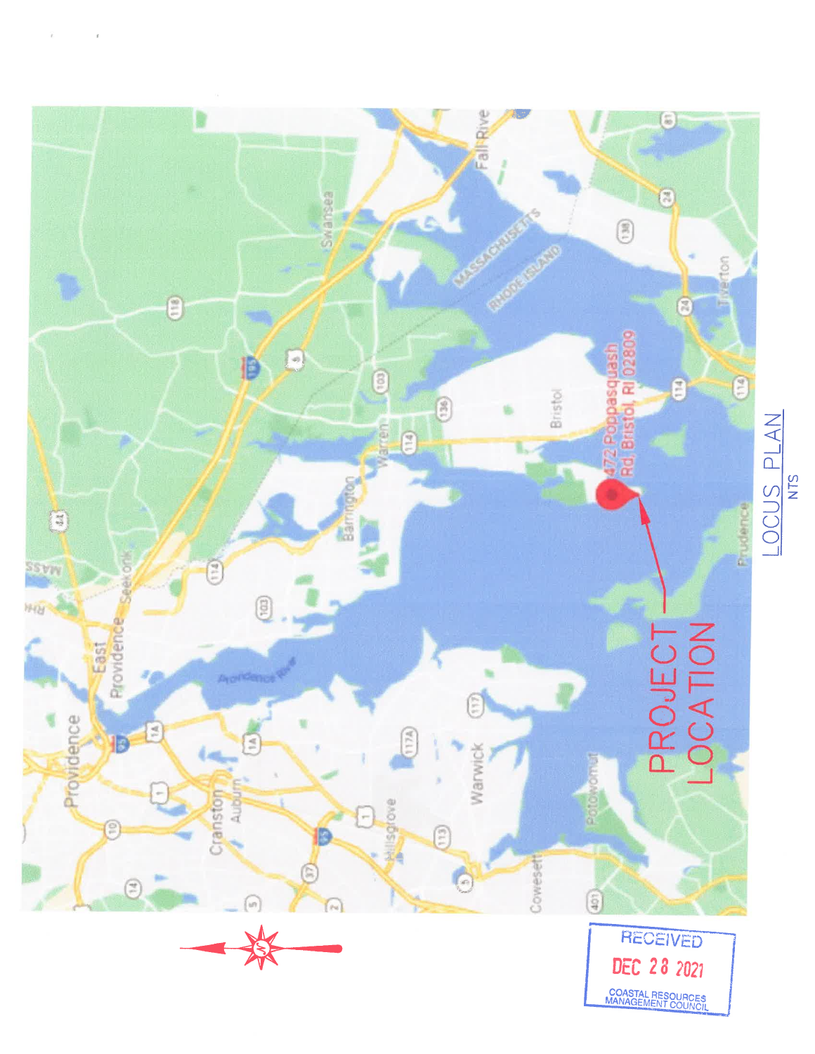PROJECT LOCATION

472 Poppasquash Rd, Bristol, RI 02809

LOCUS PLAN

NTS

RECEIVED

DEC 28 2021

COASTAL RESOURCES MANAGEMENT COUNCIL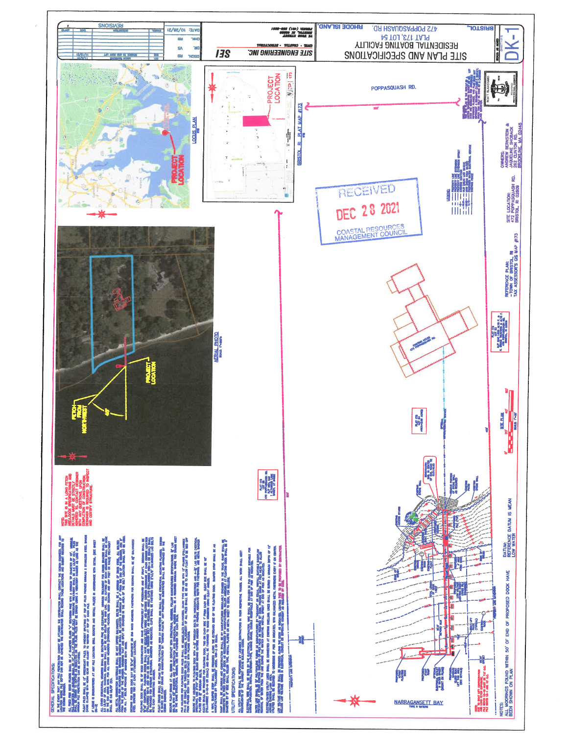# SITE PLAN AND SPECIFICATIONS

RESIDENTIAL BOATING FACILITY
PLAT 173, LOT 54
472 POPPASQUASH RD.
BRISTOL, RHODE ISLAND

DK-1

SITE ENGINEERING INC. SEI

| DSGN. | RB | DATE: 10/26/21 |
|---|---|---|
| DR. | SA | |
| CHK. | RB | |

REVISIONS

RECEIVED
DEC 28 2021
COASTAL RESOURCES MANAGEMENT COUNCIL

LOCUS PLAN

PROJECT LOCATION

BRISTOL, RI PLAT MAP #173

AERIAL PHOTO

FETCH FROM NORTHWEST

PROJECT LOCATION

POPPASQUASH RD.

NARRAGANSETT BAY

SITE PLAN

DATUM:
REFERENCE DATUM IS MEAN LOW WATER

NOTES:
ALL MOORINGS FOUND WITHIN 50' OF END OF PROPOSED DOCK HAVE BEEN SHOWN ON PLAN

OWNERS:
ANDREW BERNSTEIN &
JACQUELINE SHOBACK
282 CLINTON RD.
BROOKLINE, MA 02445

SITE LOCATION:
472 POPPASQUASH RD.
BRISTOL, RI 02809

REFERENCE PLAN:
-TOWN OF BRISTOL, RI
TAX ASSESSOR'S GIS MAP #173

GENERAL SPECIFICATIONS:

UTILITY SPECIFICATIONS:

NOTE:
THIS SITE IS IN A LONG FETCH AREA...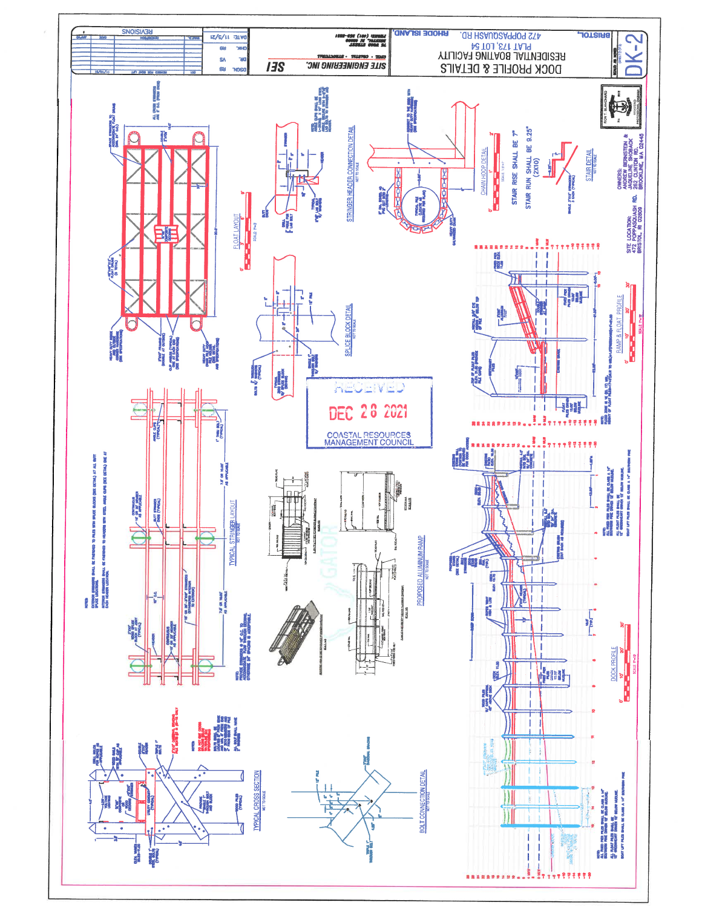# DK-2

**DOCK PROFILE & DETAILS**

RESIDENTIAL BOATING FACILITY
PLAT 173, LOT 54
472 POPPASQUASH RD. BRISTOL, RHODE ISLAND

SITE ENGINEERING INC. SEI
CIVIL • COASTAL • STRUCTURAL

| DSGN. | RB | DATE: 11/3/21 |
|---|---|---|
| DR. | SA | |
| CHK. | RB | |

REVISIONS

| NO. | DESCRIPTION | DATE |
|---|---|---|
| 001 | REVISED PER BOAT LIFT | 11/15/21 |

OWNERS:
ANDREW BERNSTEIN &
JAQUELINE SHOBACK
252 CLINTON RD.
BROOKLINE, MA 02445

SITE LOCATION:
472 POPPASQUASH RD.
BRISTOL, RI 02809

RECEIVED
DEC 28 2021
COASTAL RESOURCES MANAGEMENT COUNCIL

FLOAT LAYOUT

STRINGER HEADER CONNECTION DETAIL (NOT TO SCALE)

CHAIN HOOP DETAIL

STAIR RISE SHALL BE 7"
STAIR RUN SHALL BE 9.25" (2X10)

STAIR DETAIL (NOT TO SCALE)

SPLICE BLOCK DETAIL (NOT TO SCALE)

RAMP & FLOAT PROFILE

TYPICAL STRINGER LAYOUT (NOT TO SCALE)

PROPOSED ALUMINUM RAMP (NOT TO SCALE)

DOCK PROFILE

TYPICAL CROSS SECTION (NOT TO SCALE)

BOLT CONNECTION DETAIL (NOT TO SCALE)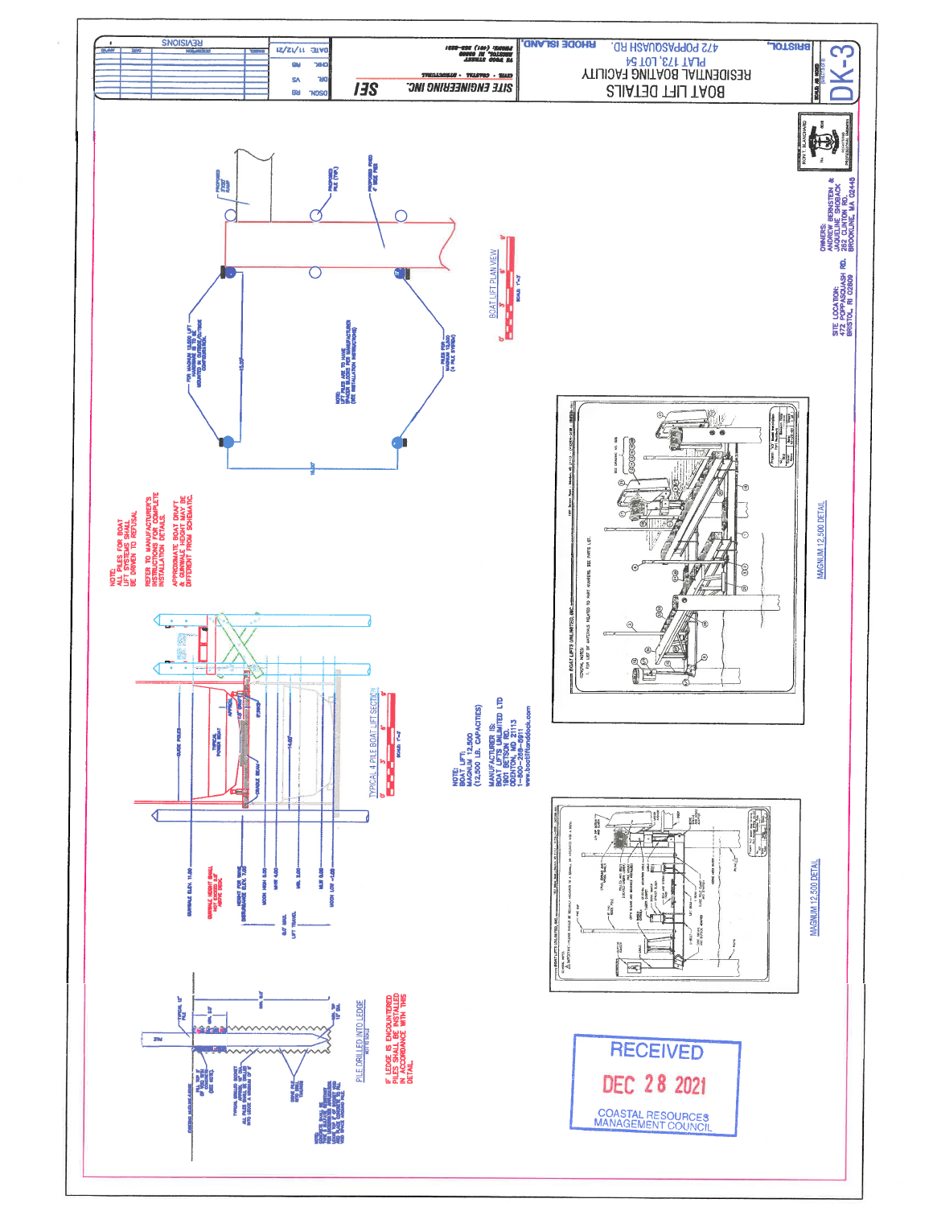# BOAT LIFT DETAILS

RESIDENTIAL BOATING FACILITY
PLAT 173, LOT 54
472 POPPASQUASH RD.
BRISTOL, RHODE ISLAND

SITE ENGINEERING INC. SEI
CIVIL · COASTAL · STRUCTURAL

DATE: 11/12/21
DSGN: RB
DR.: SA
CHK.: RB

DK-3

OWNERS:
ANDREW BERNSTEIN & JAQUELINE SHOBACK
282 CLINTON RD.
BROOKLINE, MA 02445

SITE LOCATION:
472 POPPASQUASH RD.
BRISTOL, RI 02809

NOTE:
ALL PILES FOR BOAT LIFT SYSTEMS SHALL BE DRIVEN TO REFUSAL.
REFER TO MANUFACTURER'S INSTRUCTIONS FOR COMPLETE INSTALLATION DETAILS.
APPROXIMATE BOAT DRAFT & GUNWALE HEIGHT MAY BE DIFFERENT FROM SCHEMATIC.

PROPOSED STEP RAMP

PROPOSED PILE (TYP.)

PROPOSED FIXED 6' WIDE PIER

FOR MAGNUM 12,500 LIFT MAGNUM IS TO BE MOUNTED IN OUTSIDE/OUTSIDE CONFIGURATION.

NOTE: LIFT PILES ARE TO HAVE SPACER BLOCKS PER MANUFACTURER (SEE INSTALLATION INSTRUCTIONS)

PILES FOR MAGNUM 12,500 (4 PILE SYSTEM)

BOAT LIFT PLAN VIEW
SCALE: 1"=3'

GUIDE POLES
TYPICAL POWER BOAT
APPROX.
CRADLE BEAM

GUNWALE ELEV. 11.00
GUNWALE HEIGHT SHALL NOT EXCEED 5' ABOVE DOCK.
HEIGHT FOR WAVE DISTURBANCE
MOON HIGH 5.00
MHW 4.00
MSL 2.00
MLW 0.00
MOON LOW -1.00

TYPICAL 4 PILE BOAT LIFT SECTION
SCALE: 1"=3'

NOTE:
BOAT LIFT:
MAGNUM 12,500
(12,500 LB. CAPACITIES)

MANUFACTURER IS:
BOAT LIFTS UNLIMITED LTD
1901 BETSON RD.
ODENTON, MD 21113
1-800-288-0911
www.boatliftandock.com

PILE DRILLED INTO LEDGE
NOT TO SCALE

IF LEDGE IS ENCOUNTERED PILES SHALL BE INSTALLED IN ACCORDANCE WITH THIS DETAIL.

MAGNUM 12,500 DETAIL

MAGNUM 12,500 DETAIL

RECEIVED
DEC 28 2021
COASTAL RESOURCES MANAGEMENT COUNCIL